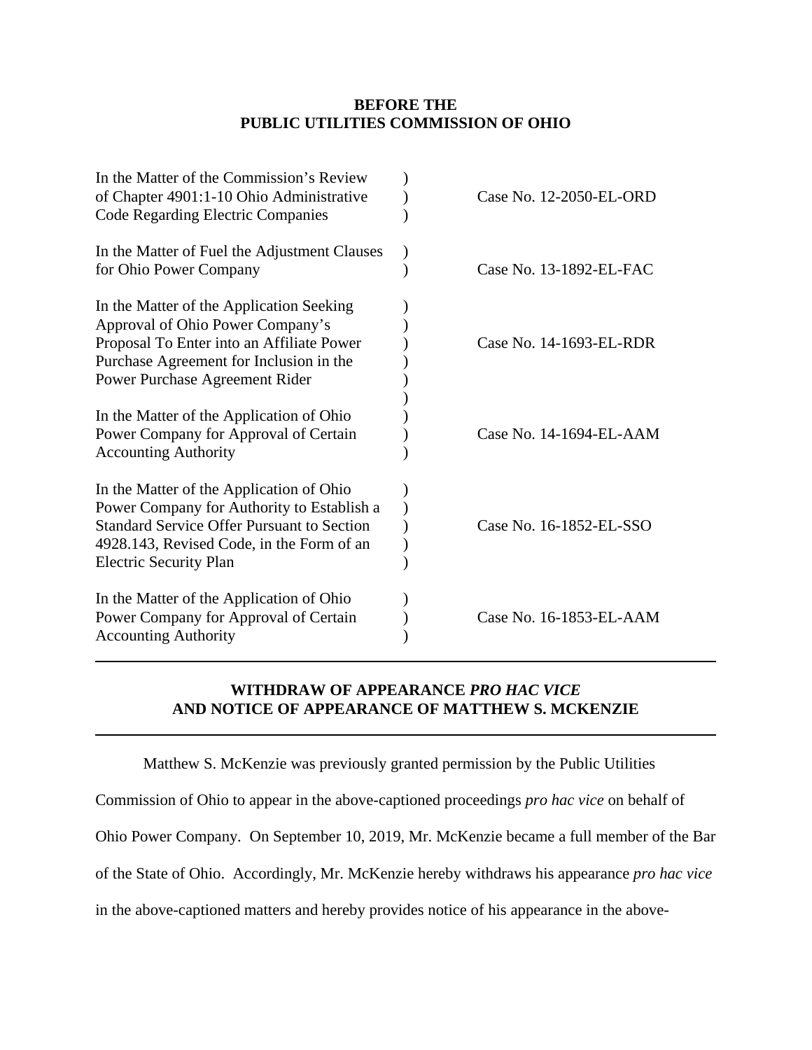**BEFORE THE**
**PUBLIC UTILITIES COMMISSION OF OHIO**

| | | |
|---|---|---|
| In the Matter of the Commission's Review of Chapter 4901:1-10 Ohio Administrative Code Regarding Electric Companies | ) | Case No. 12-2050-EL-ORD |
| In the Matter of Fuel the Adjustment Clauses for Ohio Power Company | ) | Case No. 13-1892-EL-FAC |
| In the Matter of the Application Seeking Approval of Ohio Power Company's Proposal To Enter into an Affiliate Power Purchase Agreement for Inclusion in the Power Purchase Agreement Rider | ) | Case No. 14-1693-EL-RDR |
| In the Matter of the Application of Ohio Power Company for Approval of Certain Accounting Authority | ) | Case No. 14-1694-EL-AAM |
| In the Matter of the Application of Ohio Power Company for Authority to Establish a Standard Service Offer Pursuant to Section 4928.143, Revised Code, in the Form of an Electric Security Plan | ) | Case No. 16-1852-EL-SSO |
| In the Matter of the Application of Ohio Power Company for Approval of Certain Accounting Authority | ) | Case No. 16-1853-EL-AAM |

---

**WITHDRAW OF APPEARANCE *PRO HAC VICE***
**AND NOTICE OF APPEARANCE OF MATTHEW S. MCKENZIE**

---

Matthew S. McKenzie was previously granted permission by the Public Utilities Commission of Ohio to appear in the above-captioned proceedings *pro hac vice* on behalf of Ohio Power Company. On September 10, 2019, Mr. McKenzie became a full member of the Bar of the State of Ohio. Accordingly, Mr. McKenzie hereby withdraws his appearance *pro hac vice* in the above-captioned matters and hereby provides notice of his appearance in the above-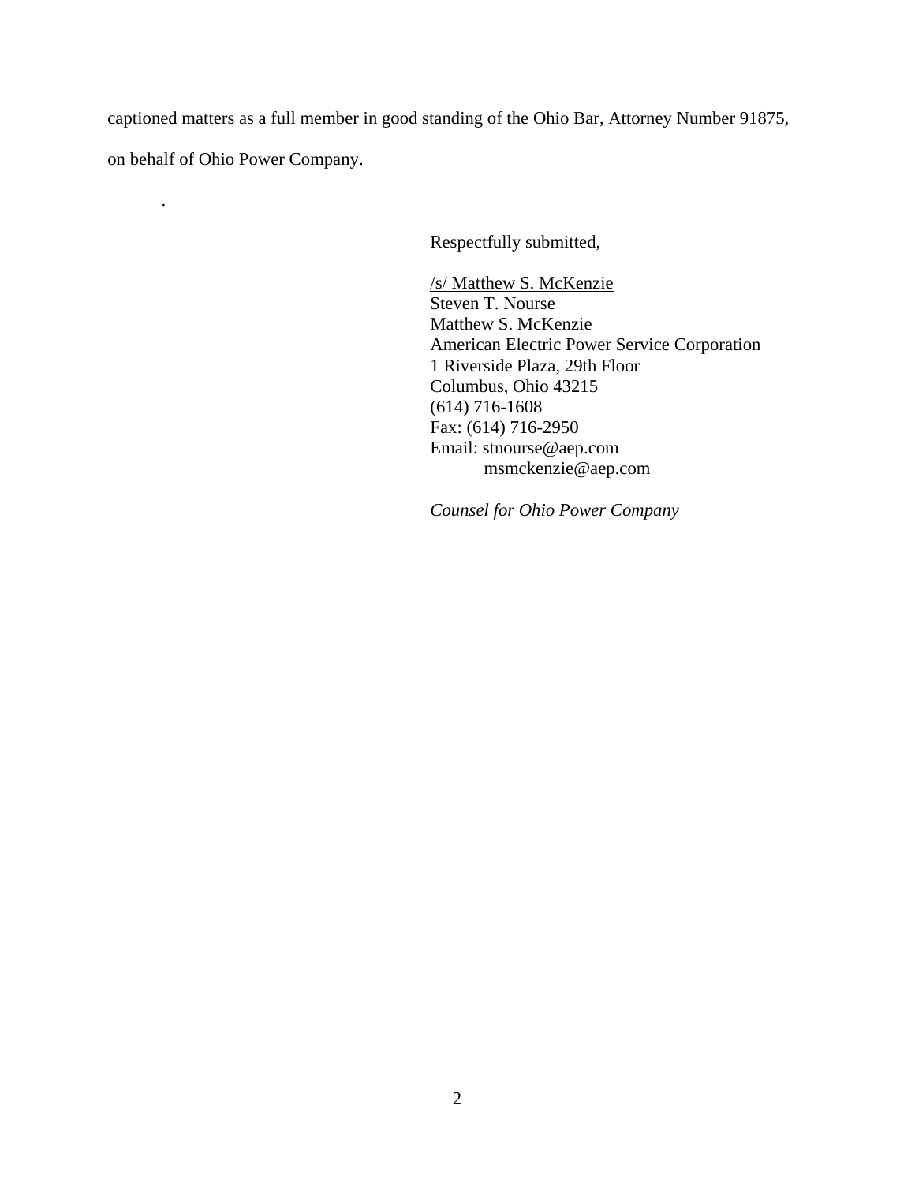captioned matters as a full member in good standing of the Ohio Bar, Attorney Number 91875, on behalf of Ohio Power Company.

.

Respectfully submitted,

/s/ Matthew S. McKenzie
Steven T. Nourse
Matthew S. McKenzie
American Electric Power Service Corporation
1 Riverside Plaza, 29th Floor
Columbus, Ohio 43215
(614) 716-1608
Fax: (614) 716-2950
Email: stnourse@aep.com
msmckenzie@aep.com

*Counsel for Ohio Power Company*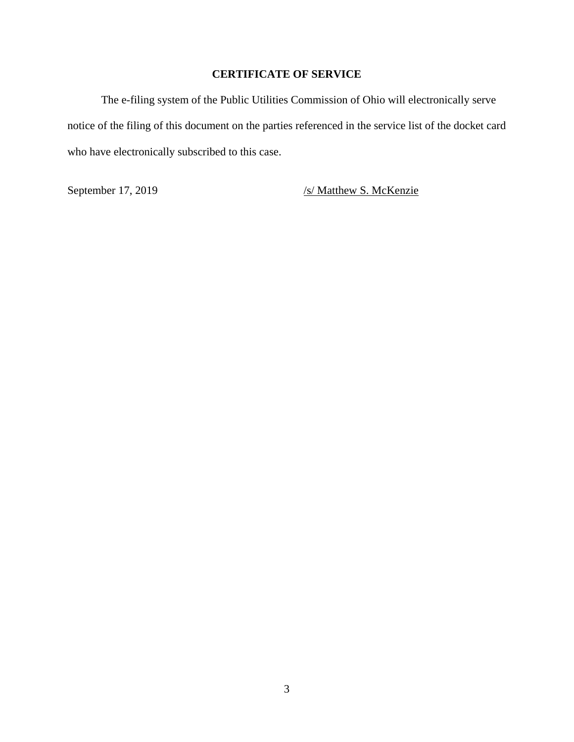## CERTIFICATE OF SERVICE

The e-filing system of the Public Utilities Commission of Ohio will electronically serve notice of the filing of this document on the parties referenced in the service list of the docket card who have electronically subscribed to this case.

September 17, 2019 /s/ Matthew S. McKenzie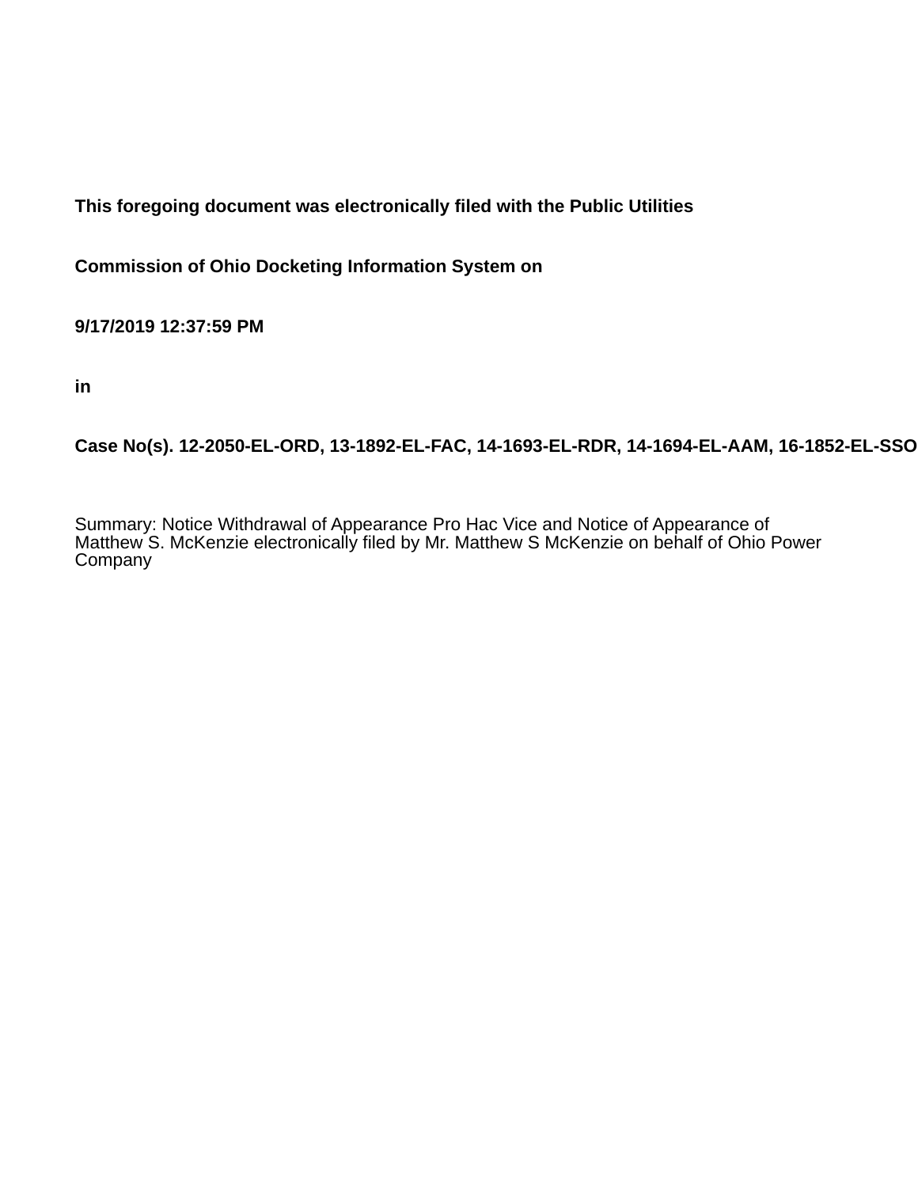**This foregoing document was electronically filed with the Public Utilities**

**Commission of Ohio Docketing Information System on**

**9/17/2019 12:37:59 PM**

**in**

**Case No(s). 12-2050-EL-ORD, 13-1892-EL-FAC, 14-1693-EL-RDR, 14-1694-EL-AAM, 16-1852-EL-SSO**

Summary: Notice Withdrawal of Appearance Pro Hac Vice and Notice of Appearance of Matthew S. McKenzie electronically filed by Mr. Matthew S McKenzie on behalf of Ohio Power Company